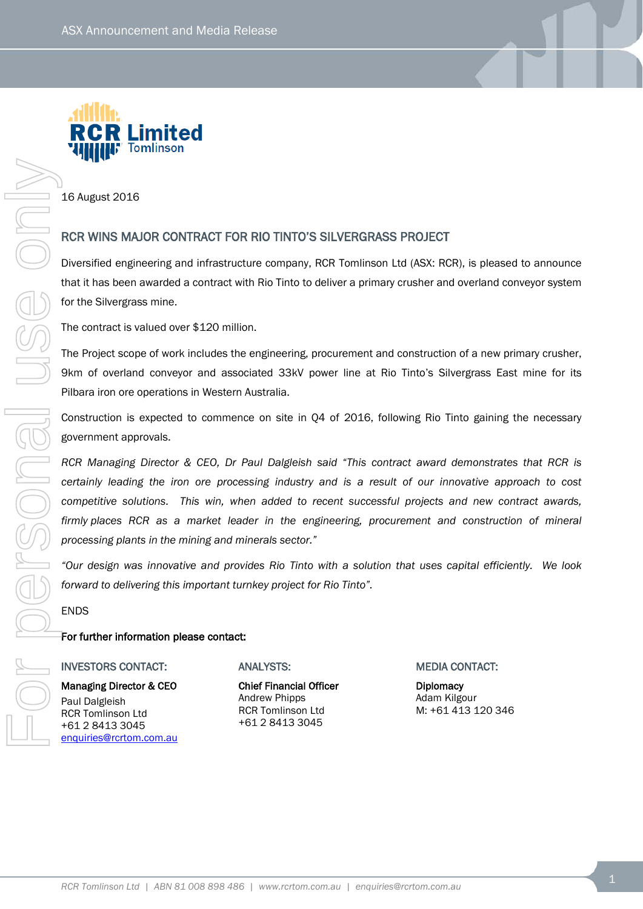ASX Announcement and Media Release

16 August 2016

## RCR WINS MAJOR CONTRACT FOR RIO TINTO'S SILVERGRASS PROJECT

Diversified engineering and infrastructure company, RCR Tomlinson Ltd (ASX: RCR), is pleased to announce that it has been awarded a contract with Rio Tinto to deliver a primary crusher and overland conveyor system for the Silvergrass mine.

The contract is valued over $120 million.

The Project scope of work includes the engineering, procurement and construction of a new primary crusher, 9km of overland conveyor and associated 33kV power line at Rio Tinto's Silvergrass East mine for its Pilbara iron ore operations in Western Australia.

Construction is expected to commence on site in Q4 of 2016, following Rio Tinto gaining the necessary government approvals.

*RCR Managing Director & CEO, Dr Paul Dalgleish said "This contract award demonstrates that RCR is certainly leading the iron ore processing industry and is a result of our innovative approach to cost competitive solutions. This win, when added to recent successful projects and new contract awards, firmly places RCR as a market leader in the engineering, procurement and construction of mineral processing plants in the mining and minerals sector."*

*"Our design was innovative and provides Rio Tinto with a solution that uses capital efficiently. We look forward to delivering this important turnkey project for Rio Tinto".*

ENDS

**For further information please contact:**

INVESTORS CONTACT:

**Managing Director & CEO**
Paul Dalgleish
RCR Tomlinson Ltd
+61 2 8413 3045
enquiries@rcrtom.com.au

ANALYSTS:

**Chief Financial Officer**
Andrew Phipps
RCR Tomlinson Ltd
+61 2 8413 3045

MEDIA CONTACT:

**Diplomacy**
Adam Kilgour
M: +61 413 120 346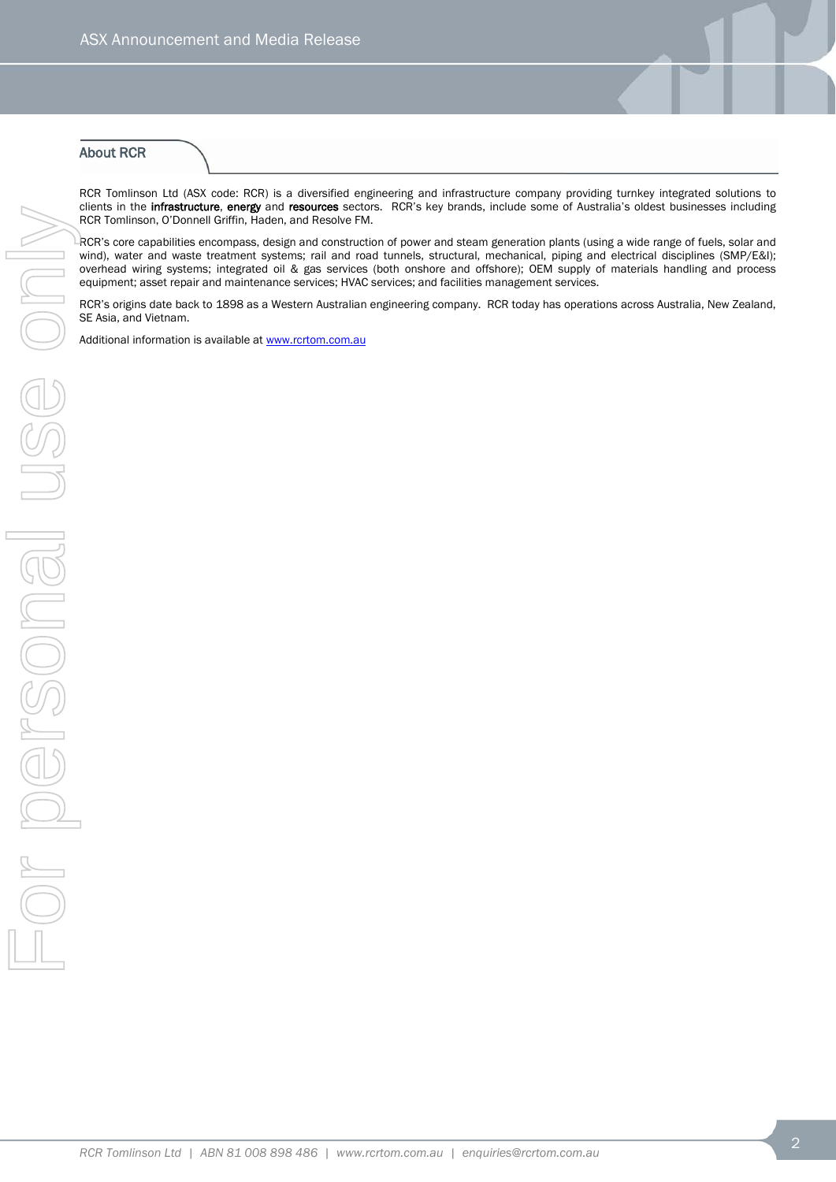## About RCR

RCR Tomlinson Ltd (ASX code: RCR) is a diversified engineering and infrastructure company providing turnkey integrated solutions to clients in the **infrastructure**, **energy** and **resources** sectors. RCR's key brands, include some of Australia's oldest businesses including RCR Tomlinson, O'Donnell Griffin, Haden, and Resolve FM.

RCR's core capabilities encompass, design and construction of power and steam generation plants (using a wide range of fuels, solar and wind), water and waste treatment systems; rail and road tunnels, structural, mechanical, piping and electrical disciplines (SMP/E&I); overhead wiring systems; integrated oil & gas services (both onshore and offshore); OEM supply of materials handling and process equipment; asset repair and maintenance services; HVAC services; and facilities management services.

RCR's origins date back to 1898 as a Western Australian engineering company. RCR today has operations across Australia, New Zealand, SE Asia, and Vietnam.

Additional information is available at www.rcrtom.com.au